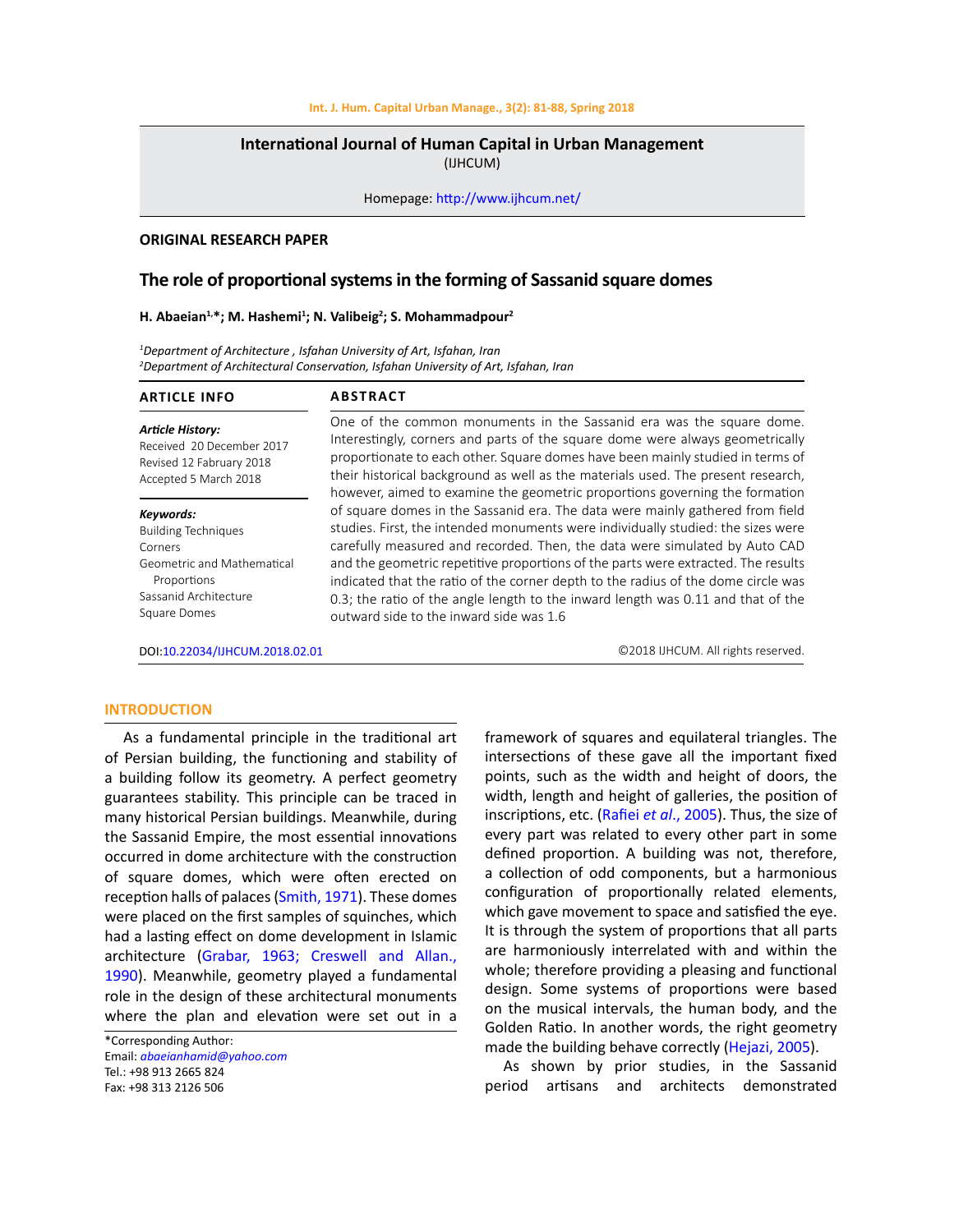International Journal of Human Capital in Urban Management
(IJHCUM)

Homepage: http://www.ijhcum.net/

**ORIGINAL RESEARCH PAPER**

# The role of proportional systems in the forming of Sassanid square domes

**H. Abaeian[1,*]; M. Hashemi[1]; N. Valibeig[2]; S. Mohammadpour[2]**

*[1]Department of Architecture , Isfahan University of Art, Isfahan, Iran*
*[2]Department of Architectural Conservation, Isfahan University of Art, Isfahan, Iran*

## ARTICLE INFO

***Article History:***
Received 20 December 2017
Revised 12 Fabruary 2018
Accepted 5 March 2018

***Keywords:***
Building Techniques
Corners
Geometric and Mathematical Proportions
Sassanid Architecture
Square Domes

## ABSTRACT

One of the common monuments in the Sassanid era was the square dome. Interestingly, corners and parts of the square dome were always geometrically proportionate to each other. Square domes have been mainly studied in terms of their historical background as well as the materials used. The present research, however, aimed to examine the geometric proportions governing the formation of square domes in the Sassanid era. The data were mainly gathered from field studies. First, the intended monuments were individually studied: the sizes were carefully measured and recorded. Then, the data were simulated by Auto CAD and the geometric repetitive proportions of the parts were extracted. The results indicated that the ratio of the corner depth to the radius of the dome circle was 0.3; the ratio of the angle length to the inward length was 0.11 and that of the outward side to the inward side was 1.6

DOI:10.22034/IJHCUM.2018.02.01

©2018 IJHCUM. All rights reserved.

## INTRODUCTION

As a fundamental principle in the traditional art of Persian building, the functioning and stability of a building follow its geometry. A perfect geometry guarantees stability. This principle can be traced in many historical Persian buildings. Meanwhile, during the Sassanid Empire, the most essential innovations occurred in dome architecture with the construction of square domes, which were often erected on reception halls of palaces (Smith, 1971). These domes were placed on the first samples of squinches, which had a lasting effect on dome development in Islamic architecture (Grabar, 1963; Creswell and Allan., 1990). Meanwhile, geometry played a fundamental role in the design of these architectural monuments where the plan and elevation were set out in a framework of squares and equilateral triangles. The intersections of these gave all the important fixed points, such as the width and height of doors, the width, length and height of galleries, the position of inscriptions, etc. (Rafiei *et al*., 2005). Thus, the size of every part was related to every other part in some defined proportion. A building was not, therefore, a collection of odd components, but a harmonious configuration of proportionally related elements, which gave movement to space and satisfied the eye. It is through the system of proportions that all parts are harmoniously interrelated with and within the whole; therefore providing a pleasing and functional design. Some systems of proportions were based on the musical intervals, the human body, and the Golden Ratio. In another words, the right geometry made the building behave correctly (Hejazi, 2005).

As shown by prior studies, in the Sassanid period artisans and architects demonstrated

*Corresponding Author:
Email: *abaeianhamid@yahoo.com*
Tel.: +98 913 2665 824
Fax: +98 313 2126 506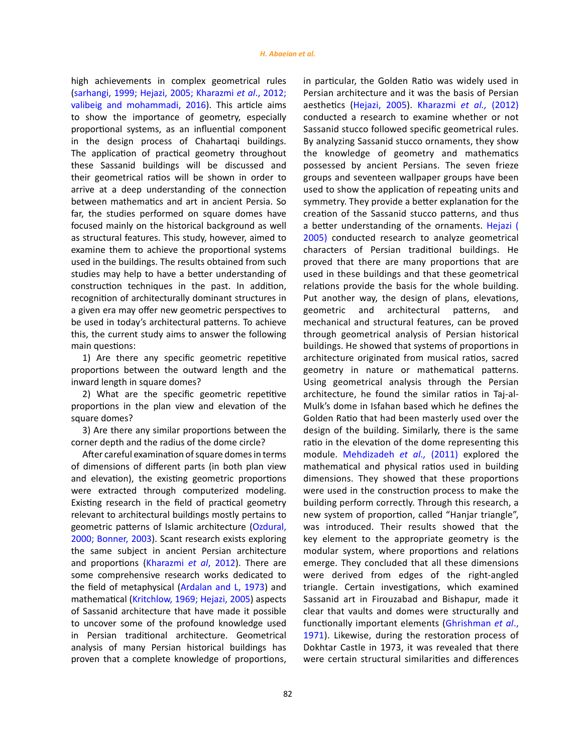high achievements in complex geometrical rules (sarhangi, 1999; Hejazi, 2005; Kharazmi *et al*., 2012; valibeig and mohammadi, 2016). This article aims to show the importance of geometry, especially proportional systems, as an influential component in the design process of Chahartaqi buildings. The application of practical geometry throughout these Sassanid buildings will be discussed and their geometrical ratios will be shown in order to arrive at a deep understanding of the connection between mathematics and art in ancient Persia. So far, the studies performed on square domes have focused mainly on the historical background as well as structural features. This study, however, aimed to examine them to achieve the proportional systems used in the buildings. The results obtained from such studies may help to have a better understanding of construction techniques in the past. In addition, recognition of architecturally dominant structures in a given era may offer new geometric perspectives to be used in today's architectural patterns. To achieve this, the current study aims to answer the following main questions:

1) Are there any specific geometric repetitive proportions between the outward length and the inward length in square domes?

2) What are the specific geometric repetitive proportions in the plan view and elevation of the square domes?

3) Are there any similar proportions between the corner depth and the radius of the dome circle?

After careful examination of square domes in terms of dimensions of different parts (in both plan view and elevation), the existing geometric proportions were extracted through computerized modeling. Existing research in the field of practical geometry relevant to architectural buildings mostly pertains to geometric patterns of Islamic architecture (Ozdural, 2000; Bonner, 2003). Scant research exists exploring the same subject in ancient Persian architecture and proportions (Kharazmi *et al*, 2012). There are some comprehensive research works dedicated to the field of metaphysical (Ardalan and L, 1973) and mathematical (Kritchlow, 1969; Hejazi, 2005) aspects of Sassanid architecture that have made it possible to uncover some of the profound knowledge used in Persian traditional architecture. Geometrical analysis of many Persian historical buildings has proven that a complete knowledge of proportions, in particular, the Golden Ratio was widely used in Persian architecture and it was the basis of Persian aesthetics (Hejazi, 2005). Kharazmi *et al.,* (2012) conducted a research to examine whether or not Sassanid stucco followed specific geometrical rules. By analyzing Sassanid stucco ornaments, they show the knowledge of geometry and mathematics possessed by ancient Persians. The seven frieze groups and seventeen wallpaper groups have been used to show the application of repeating units and symmetry. They provide a better explanation for the creation of the Sassanid stucco patterns, and thus a better understanding of the ornaments. Hejazi (2005) conducted research to analyze geometrical characters of Persian traditional buildings. He proved that there are many proportions that are used in these buildings and that these geometrical relations provide the basis for the whole building. Put another way, the design of plans, elevations, geometric and architectural patterns, and mechanical and structural features, can be proved through geometrical analysis of Persian historical buildings. He showed that systems of proportions in architecture originated from musical ratios, sacred geometry in nature or mathematical patterns. Using geometrical analysis through the Persian architecture, he found the similar ratios in Taj-al-Mulk's dome in Isfahan based which he defines the Golden Ratio that had been masterly used over the design of the building. Similarly, there is the same ratio in the elevation of the dome representing this module. Mehdizadeh *et al.,* (2011) explored the mathematical and physical ratios used in building dimensions. They showed that these proportions were used in the construction process to make the building perform correctly. Through this research, a new system of proportion, called "Hanjar triangle", was introduced. Their results showed that the key element to the appropriate geometry is the modular system, where proportions and relations emerge. They concluded that all these dimensions were derived from edges of the right-angled triangle. Certain investigations, which examined Sassanid art in Firouzabad and Bishapur, made it clear that vaults and domes were structurally and functionally important elements (Ghrishman *et al*., 1971). Likewise, during the restoration process of Dokhtar Castle in 1973, it was revealed that there were certain structural similarities and differences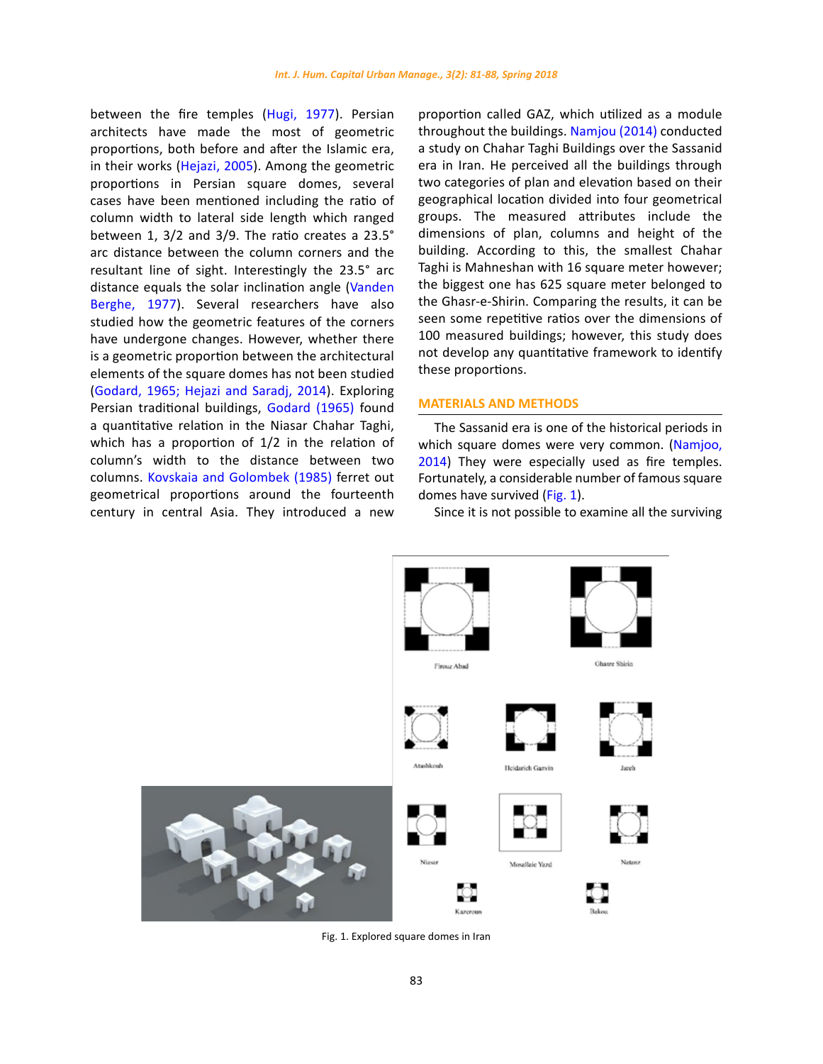between the fire temples (Hugi, 1977). Persian architects have made the most of geometric proportions, both before and after the Islamic era, in their works (Hejazi, 2005). Among the geometric proportions in Persian square domes, several cases have been mentioned including the ratio of column width to lateral side length which ranged between 1, 3/2 and 3/9. The ratio creates a 23.5° arc distance between the column corners and the resultant line of sight. Interestingly the 23.5° arc distance equals the solar inclination angle (Vanden Berghe, 1977). Several researchers have also studied how the geometric features of the corners have undergone changes. However, whether there is a geometric proportion between the architectural elements of the square domes has not been studied (Godard, 1965; Hejazi and Saradj, 2014). Exploring Persian traditional buildings, Godard (1965) found a quantitative relation in the Niasar Chahar Taghi, which has a proportion of 1/2 in the relation of column's width to the distance between two columns. Kovskaia and Golombek (1985) ferret out geometrical proportions around the fourteenth century in central Asia. They introduced a new proportion called GAZ, which utilized as a module throughout the buildings. Namjou (2014) conducted a study on Chahar Taghi Buildings over the Sassanid era in Iran. He perceived all the buildings through two categories of plan and elevation based on their geographical location divided into four geometrical groups. The measured attributes include the dimensions of plan, columns and height of the building. According to this, the smallest Chahar Taghi is Mahneshan with 16 square meter however; the biggest one has 625 square meter belonged to the Ghasr-e-Shirin. Comparing the results, it can be seen some repetitive ratios over the dimensions of 100 measured buildings; however, this study does not develop any quantitative framework to identify these proportions.

## MATERIALS AND METHODS

The Sassanid era is one of the historical periods in which square domes were very common. (Namjoo, 2014) They were especially used as fire temples. Fortunately, a considerable number of famous square domes have survived (Fig. 1).

Since it is not possible to examine all the surviving

Firouz Abad
Ghasre Shirin
Atashkouh
Heidarieh Gazvin
Jareh
Niasar
Mosallaie Yazd
Natanz
Kazeroun
Bakou

Fig. 1. Explored square domes in Iran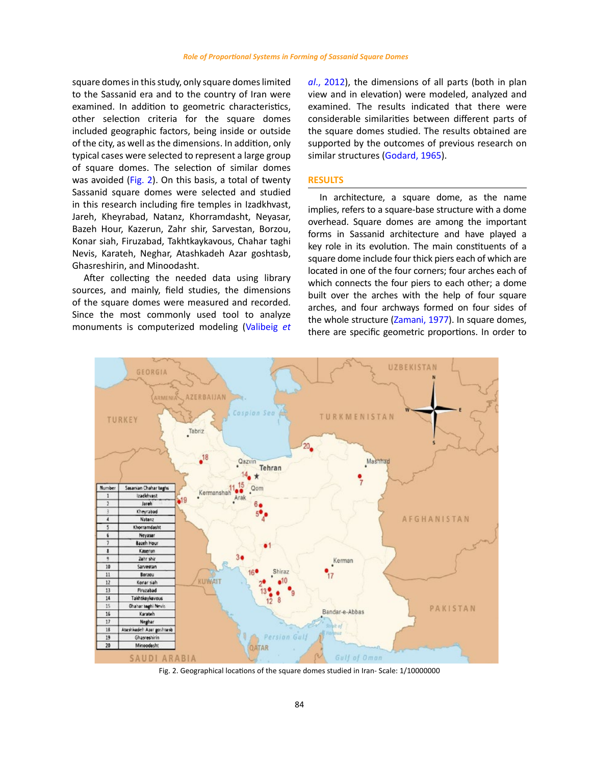square domes in this study, only square domes limited to the Sassanid era and to the country of Iran were examined. In addition to geometric characteristics, other selection criteria for the square domes included geographic factors, being inside or outside of the city, as well as the dimensions. In addition, only typical cases were selected to represent a large group of square domes. The selection of similar domes was avoided (Fig. 2). On this basis, a total of twenty Sassanid square domes were selected and studied in this research including fire temples in Izadkhvast, Jareh, Kheyrabad, Natanz, Khorramdasht, Neyasar, Bazeh Hour, Kazerun, Zahr shir, Sarvestan, Borzou, Konar siah, Firuzabad, Takhtkaykavous, Chahar taghi Nevis, Karateh, Neghar, Atashkadeh Azar goshtasb, Ghasreshirin, and Minoodasht.

After collecting the needed data using library sources, and mainly, field studies, the dimensions of the square domes were measured and recorded. Since the most commonly used tool to analyze monuments is computerized modeling (Valibeig *et al.*, 2012), the dimensions of all parts (both in plan view and in elevation) were modeled, analyzed and examined. The results indicated that there were considerable similarities between different parts of the square domes studied. The results obtained are supported by the outcomes of previous research on similar structures (Godard, 1965).

## RESULTS

In architecture, a square dome, as the name implies, refers to a square-base structure with a dome overhead. Square domes are among the important forms in Sassanid architecture and have played a key role in its evolution. The main constituents of a square dome include four thick piers each of which are located in one of the four corners; four arches each of which connects the four piers to each other; a dome built over the arches with the help of four square arches, and four archways formed on four sides of the whole structure (Zamani, 1977). In square domes, there are specific geometric proportions. In order to

| Number | Sasanian Chahar taghs |
|---|---|
| 1 | Izadkhvast |
| 2 | Jareh |
| 3 | Kheyrabad |
| 4 | Natanz |
| 5 | Khorramdasht |
| 6 | Neyasar |
| 7 | Bazeh Hour |
| 8 | Kaserun |
| 9 | Zahr shir |
| 10 | Sarvestan |
| 11 | Borzou |
| 12 | Konar siah |
| 13 | Firuzabad |
| 14 | Takhtkaykavous |
| 15 | Chahar taghi Nevis |
| 16 | Karateh |
| 17 | Neghar |
| 18 | Atashkadeh Azar goshtasb |
| 19 | Ghasreshirin |
| 20 | Minoodasht |

Fig. 2. Geographical locations of the square domes studied in Iran- Scale: 1/10000000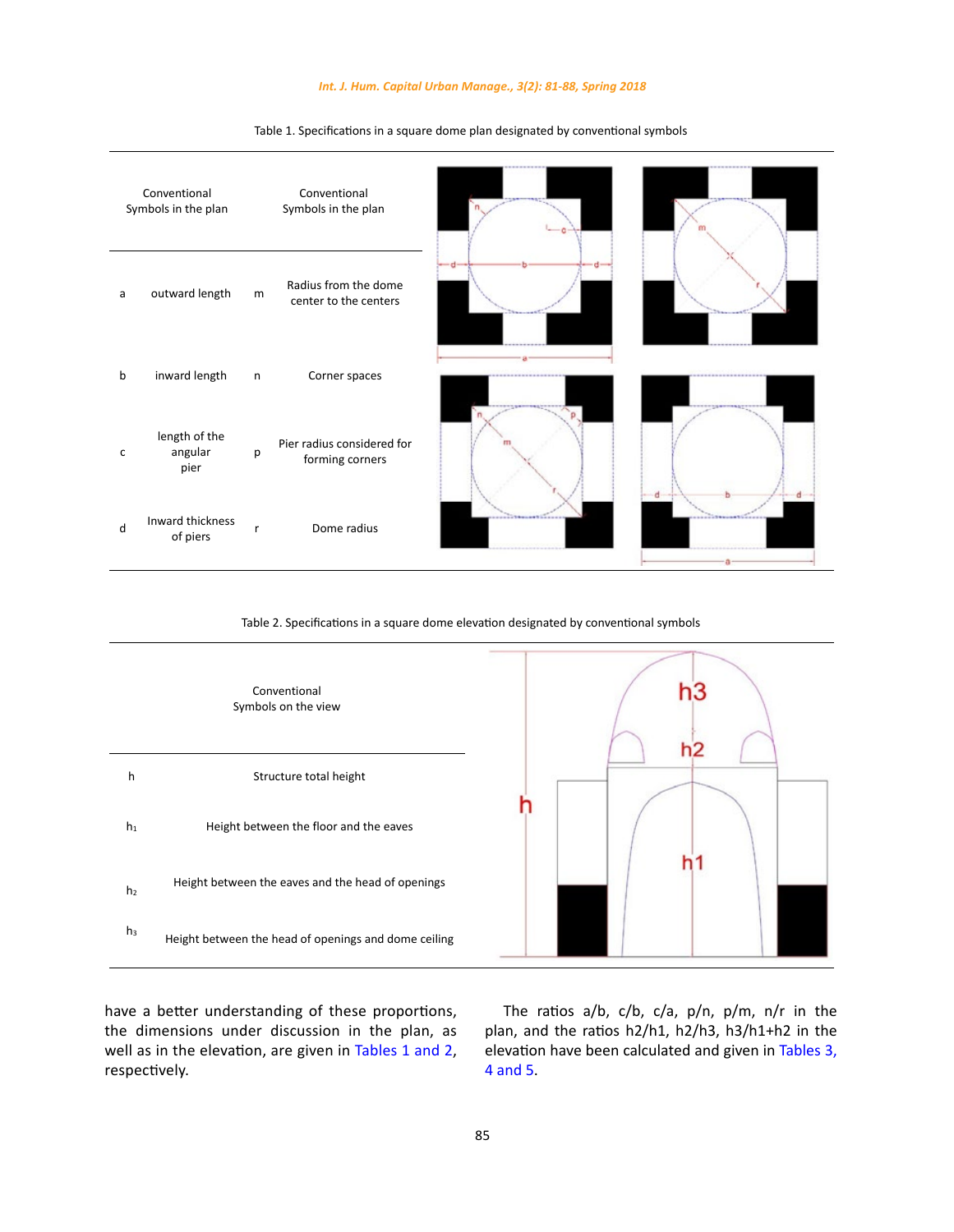Table 1. Specifications in a square dome plan designated by conventional symbols

| Conventional Symbols in the plan | | Conventional Symbols in the plan | |
|---|---|---|---|
| a | outward length | m | Radius from the dome center to the centers |
| b | inward length | n | Corner spaces |
| c | length of the angular pier | p | Pier radius considered for forming corners |
| d | Inward thickness of piers | r | Dome radius |

Table 2. Specifications in a square dome elevation designated by conventional symbols

| Conventional Symbols on the view | |
|---|---|
| h | Structure total height |
| $h_1$ | Height between the floor and the eaves |
| $h_2$ | Height between the eaves and the head of openings |
| $h_3$ | Height between the head of openings and dome ceiling |

have a better understanding of these proportions, the dimensions under discussion in the plan, as well as in the elevation, are given in Tables 1 and 2, respectively.

The ratios a/b, c/b, c/a, p/n, p/m, n/r in the plan, and the ratios h2/h1, h2/h3, h3/h1+h2 in the elevation have been calculated and given in Tables 3, 4 and 5.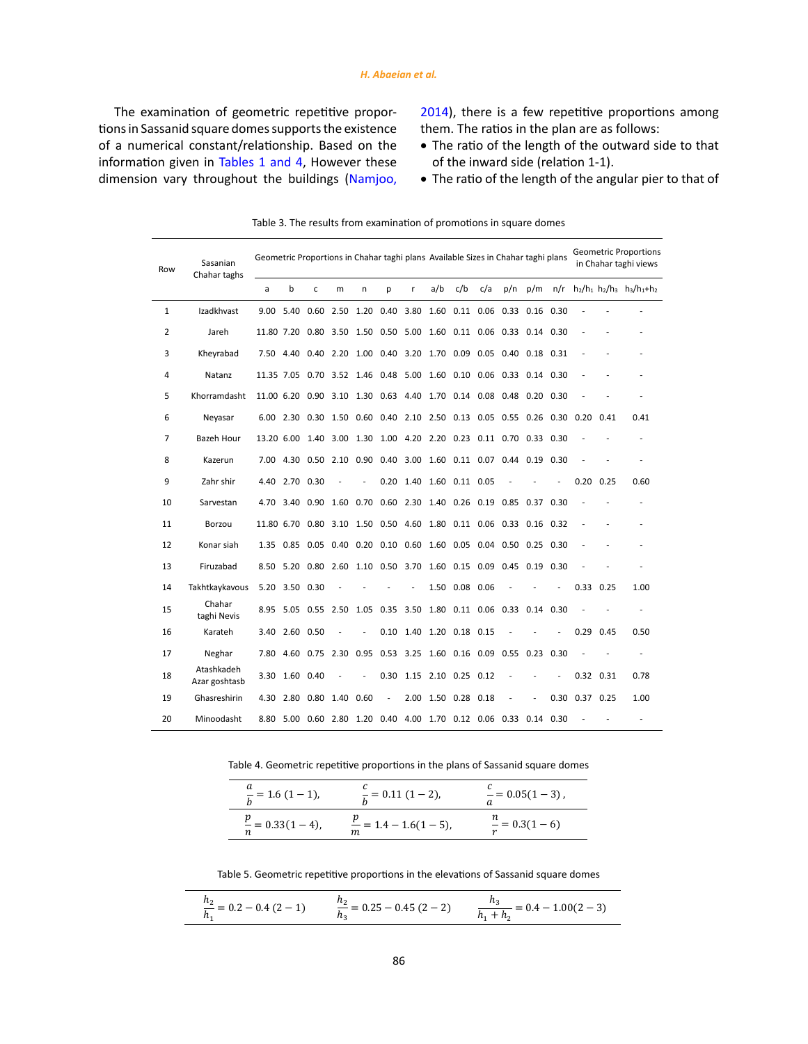The examination of geometric repetitive proportions in Sassanid square domes supports the existence of a numerical constant/relationship. Based on the information given in Tables 1 and 4, However these dimension vary throughout the buildings (Namjoo, 2014), there is a few repetitive proportions among them. The ratios in the plan are as follows:

- The ratio of the length of the outward side to that of the inward side (relation 1-1).
- The ratio of the length of the angular pier to that of

Table 3. The results from examination of promotions in square domes

| Row | Sasanian Chahar taghs | Geometric Proportions in Chahar taghi plans | | | | | | | Available Sizes in Chahar taghi plans | | | | | | Geometric Proportions in Chahar taghi views | | |
|---|---|---|---|---|---|---|---|---|---|---|---|---|---|---|---|---|---|
| | | a | b | c | m | n | p | r | a/b | c/b | c/a | p/n | p/m | n/r | $h_2/h_1$ | $h_2/h_3$ | $h_3/h_1+h_2$ |
| 1 | Izadkhvast | 9.00 | 5.40 | 0.60 | 2.50 | 1.20 | 0.40 | 3.80 | 1.60 | 0.11 | 0.06 | 0.33 | 0.16 | 0.30 | - | - | - |
| 2 | Jareh | 11.80 | 7.20 | 0.80 | 3.50 | 1.50 | 0.50 | 5.00 | 1.60 | 0.11 | 0.06 | 0.33 | 0.14 | 0.30 | - | - | - |
| 3 | Kheyrabad | 7.50 | 4.40 | 0.40 | 2.20 | 1.00 | 0.40 | 3.20 | 1.70 | 0.09 | 0.05 | 0.40 | 0.18 | 0.31 | - | - | - |
| 4 | Natanz | 11.35 | 7.05 | 0.70 | 3.52 | 1.46 | 0.48 | 5.00 | 1.60 | 0.10 | 0.06 | 0.33 | 0.14 | 0.30 | - | - | - |
| 5 | Khorramdasht | 11.00 | 6.20 | 0.90 | 3.10 | 1.30 | 0.63 | 4.40 | 1.70 | 0.14 | 0.08 | 0.48 | 0.20 | 0.30 | - | - | - |
| 6 | Neyasar | 6.00 | 2.30 | 0.30 | 1.50 | 0.60 | 0.40 | 2.10 | 2.50 | 0.13 | 0.05 | 0.55 | 0.26 | 0.30 | 0.20 | 0.41 | 0.41 |
| 7 | Bazeh Hour | 13.20 | 6.00 | 1.40 | 3.00 | 1.30 | 1.00 | 4.20 | 2.20 | 0.23 | 0.11 | 0.70 | 0.33 | 0.30 | - | - | - |
| 8 | Kazerun | 7.00 | 4.30 | 0.50 | 2.10 | 0.90 | 0.40 | 3.00 | 1.60 | 0.11 | 0.07 | 0.44 | 0.19 | 0.30 | - | - | - |
| 9 | Zahr shir | 4.40 | 2.70 | 0.30 | - | - | 0.20 | 1.40 | 1.60 | 0.11 | 0.05 | - | - | - | 0.20 | 0.25 | 0.60 |
| 10 | Sarvestan | 4.70 | 3.40 | 0.90 | 1.60 | 0.70 | 0.60 | 2.30 | 1.40 | 0.26 | 0.19 | 0.85 | 0.37 | 0.30 | - | - | - |
| 11 | Borzou | 11.80 | 6.70 | 0.80 | 3.10 | 1.50 | 0.50 | 4.60 | 1.80 | 0.11 | 0.06 | 0.33 | 0.16 | 0.32 | - | - | - |
| 12 | Konar siah | 1.35 | 0.85 | 0.05 | 0.40 | 0.20 | 0.10 | 0.60 | 1.60 | 0.05 | 0.04 | 0.50 | 0.25 | 0.30 | - | - | - |
| 13 | Firuzabad | 8.50 | 5.20 | 0.80 | 2.60 | 1.10 | 0.50 | 3.70 | 1.60 | 0.15 | 0.09 | 0.45 | 0.19 | 0.30 | - | - | - |
| 14 | Takhtkaykavous | 5.20 | 3.50 | 0.30 | - | - | - | - | 1.50 | 0.08 | 0.06 | - | - | - | 0.33 | 0.25 | 1.00 |
| 15 | Chahar taghi Nevis | 8.95 | 5.05 | 0.55 | 2.50 | 1.05 | 0.35 | 3.50 | 1.80 | 0.11 | 0.06 | 0.33 | 0.14 | 0.30 | - | - | - |
| 16 | Karateh | 3.40 | 2.60 | 0.50 | - | - | 0.10 | 1.40 | 1.20 | 0.18 | 0.15 | - | - | - | 0.29 | 0.45 | 0.50 |
| 17 | Neghar | 7.80 | 4.60 | 0.75 | 2.30 | 0.95 | 0.53 | 3.25 | 1.60 | 0.16 | 0.09 | 0.55 | 0.23 | 0.30 | - | - | - |
| 18 | Atashkadeh Azar goshtasb | 3.30 | 1.60 | 0.40 | - | - | 0.30 | 1.15 | 2.10 | 0.25 | 0.12 | - | - | - | 0.32 | 0.31 | 0.78 |
| 19 | Ghasreshirin | 4.30 | 2.80 | 0.80 | 1.40 | 0.60 | - | 2.00 | 1.50 | 0.28 | 0.18 | - | - | 0.30 | 0.37 | 0.25 | 1.00 |
| 20 | Minoodasht | 8.80 | 5.00 | 0.60 | 2.80 | 1.20 | 0.40 | 4.00 | 1.70 | 0.12 | 0.06 | 0.33 | 0.14 | 0.30 | - | - | - |

Table 4. Geometric repetitive proportions in the plans of Sassanid square domes

| | | |
|---|---|---|
| $\frac{a}{b} = 1.6\ (1-1)$, | $\frac{c}{b} = 0.11\ (1-2)$, | $\frac{c}{a} = 0.05(1-3)$ , |
| $\frac{p}{n} = 0.33(1-4)$, | $\frac{p}{m} = 1.4 - 1.6(1-5)$, | $\frac{n}{r} = 0.3(1-6)$ |

Table 5. Geometric repetitive proportions in the elevations of Sassanid square domes

| | | |
|---|---|---|
| $\frac{h_2}{h_1} = 0.2 - 0.4\ (2-1)$ | $\frac{h_2}{h_3} = 0.25 - 0.45\ (2-2)$ | $\frac{h_3}{h_1 + h_2} = 0.4 - 1.00(2-3)$ |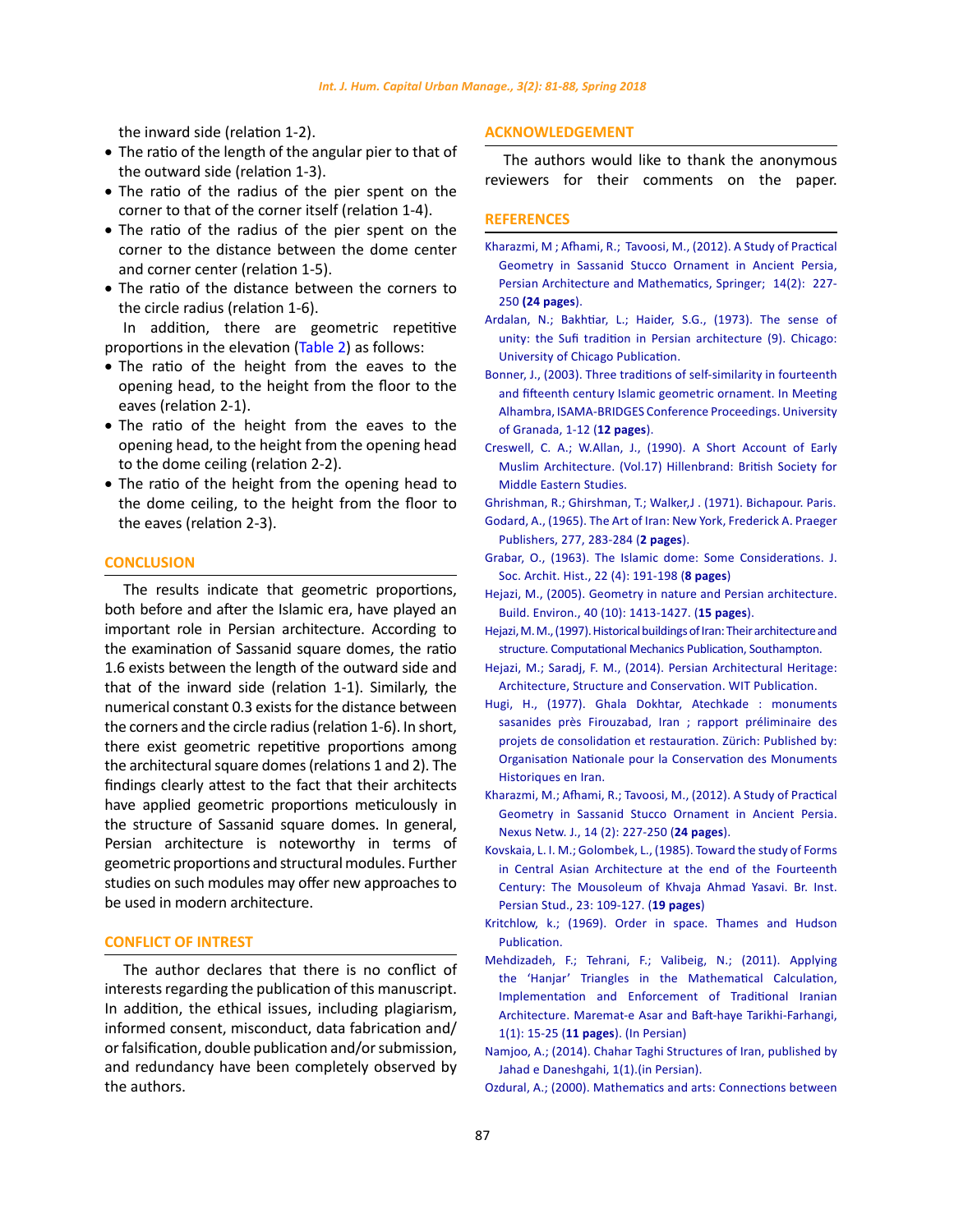the inward side (relation 1-2).

- The ratio of the length of the angular pier to that of the outward side (relation 1-3).
- The ratio of the radius of the pier spent on the corner to that of the corner itself (relation 1-4).
- The ratio of the radius of the pier spent on the corner to the distance between the dome center and corner center (relation 1-5).
- The ratio of the distance between the corners to the circle radius (relation 1-6).

In addition, there are geometric repetitive proportions in the elevation (Table 2) as follows:

- The ratio of the height from the eaves to the opening head, to the height from the floor to the eaves (relation 2-1).
- The ratio of the height from the eaves to the opening head, to the height from the opening head to the dome ceiling (relation 2-2).
- The ratio of the height from the opening head to the dome ceiling, to the height from the floor to the eaves (relation 2-3).

## CONCLUSION

The results indicate that geometric proportions, both before and after the Islamic era, have played an important role in Persian architecture. According to the examination of Sassanid square domes, the ratio 1.6 exists between the length of the outward side and that of the inward side (relation 1-1). Similarly, the numerical constant 0.3 exists for the distance between the corners and the circle radius (relation 1-6). In short, there exist geometric repetitive proportions among the architectural square domes (relations 1 and 2). The findings clearly attest to the fact that their architects have applied geometric proportions meticulously in the structure of Sassanid square domes. In general, Persian architecture is noteworthy in terms of geometric proportions and structural modules. Further studies on such modules may offer new approaches to be used in modern architecture.

## CONFLICT OF INTREST

The author declares that there is no conflict of interests regarding the publication of this manuscript. In addition, the ethical issues, including plagiarism, informed consent, misconduct, data fabrication and/or falsification, double publication and/or submission, and redundancy have been completely observed by the authors.

## ACKNOWLEDGEMENT

The authors would like to thank the anonymous reviewers for their comments on the paper.

## REFERENCES

Kharazmi, M ; Afhami, R.; Tavoosi, M., (2012). A Study of Practical Geometry in Sassanid Stucco Ornament in Ancient Persia, Persian Architecture and Mathematics, Springer; 14(2): 227-250 (**24 pages**).

Ardalan, N.; Bakhtiar, L.; Haider, S.G., (1973). The sense of unity: the Sufi tradition in Persian architecture (9). Chicago: University of Chicago Publication.

Bonner, J., (2003). Three traditions of self-similarity in fourteenth and fifteenth century Islamic geometric ornament. In Meeting Alhambra, ISAMA-BRIDGES Conference Proceedings. University of Granada, 1-12 (**12 pages**).

Creswell, C. A.; W.Allan, J., (1990). A Short Account of Early Muslim Architecture. (Vol.17) Hillenbrand: British Society for Middle Eastern Studies.

Ghrishman, R.; Ghrishman, T.; Walker,J . (1971). Bichapour. Paris.

Godard, A., (1965). The Art of Iran: New York, Frederick A. Praeger Publishers, 277, 283-284 (**2 pages**).

Grabar, O., (1963). The Islamic dome: Some Considerations. J. Soc. Archit. Hist., 22 (4): 191-198 (**8 pages**)

Hejazi, M., (2005). Geometry in nature and Persian architecture. Build. Environ., 40 (10): 1413-1427. (**15 pages**).

Hejazi, M. M., (1997). Historical buildings of Iran: Their architecture and structure. Computational Mechanics Publication, Southampton.

Hejazi, M.; Saradj, F. M., (2014). Persian Architectural Heritage: Architecture, Structure and Conservation. WIT Publication.

Hugi, H., (1977). Ghala Dokhtar, Atechkade : monuments sasanides près Firouzabad, Iran ; rapport préliminaire des projets de consolidation et restauration. Zürich: Published by: Organisation Nationale pour la Conservation des Monuments Historiques en Iran.

Kharazmi, M.; Afhami, R.; Tavoosi, M., (2012). A Study of Practical Geometry in Sassanid Stucco Ornament in Ancient Persia. Nexus Netw. J., 14 (2): 227-250 (**24 pages**).

Kovskaia, L. I. M.; Golombek, L., (1985). Toward the study of Forms in Central Asian Architecture at the end of the Fourteenth Century: The Mousoleum of Khvaja Ahmad Yasavi. Br. Inst. Persian Stud., 23: 109-127. (**19 pages**)

Kritchlow, k.; (1969). Order in space. Thames and Hudson Publication.

Mehdizadeh, F.; Tehrani, F.; Valibeig, N.; (2011). Applying the 'Hanjar' Triangles in the Mathematical Calculation, Implementation and Enforcement of Traditional Iranian Architecture. Maremat-e Asar and Baft-haye Tarikhi-Farhangi, 1(1): 15-25 (**11 pages**). (In Persian)

Namjoo, A.; (2014). Chahar Taghi Structures of Iran, published by Jahad e Daneshgahi, 1(1).(in Persian).

Ozdural, A.; (2000). Mathematics and arts: Connections between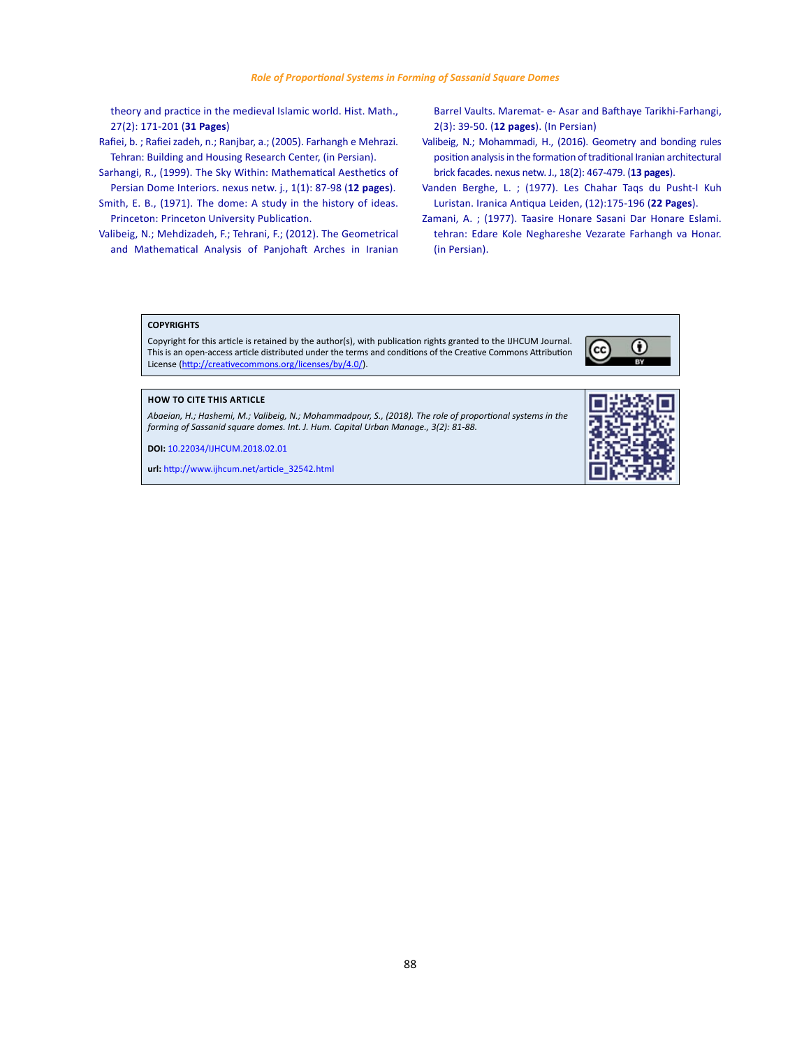theory and practice in the medieval Islamic world. Hist. Math., 27(2): 171-201 (**31 Pages**)

Rafiei, b. ; Rafiei zadeh, n.; Ranjbar, a.; (2005). Farhangh e Mehrazi. Tehran: Building and Housing Research Center, (in Persian).

Sarhangi, R., (1999). The Sky Within: Mathematical Aesthetics of Persian Dome Interiors. nexus netw. j., 1(1): 87-98 (**12 pages**).

Smith, E. B., (1971). The dome: A study in the history of ideas. Princeton: Princeton University Publication.

Valibeig, N.; Mehdizadeh, F.; Tehrani, F.; (2012). The Geometrical and Mathematical Analysis of Panjohaft Arches in Iranian Barrel Vaults. Maremat- e- Asar and Bafthaye Tarikhi-Farhangi, 2(3): 39-50. (**12 pages**). (In Persian)

Valibeig, N.; Mohammadi, H., (2016). Geometry and bonding rules position analysis in the formation of traditional Iranian architectural brick facades. nexus netw. J., 18(2): 467-479. (**13 pages**).

Vanden Berghe, L. ; (1977). Les Chahar Taqs du Pusht-I Kuh Luristan. Iranica Antiqua Leiden, (12):175-196 (**22 Pages**).

Zamani, A. ; (1977). Taasire Honare Sasani Dar Honare Eslami. tehran: Edare Kole Neghareshe Vezarate Farhangh va Honar. (in Persian).

**COPYRIGHTS**

Copyright for this article is retained by the author(s), with publication rights granted to the IJHCUM Journal. This is an open-access article distributed under the terms and conditions of the Creative Commons Attribution License (http://creativecommons.org/licenses/by/4.0/).

**HOW TO CITE THIS ARTICLE**

*Abaeian, H.; Hashemi, M.; Valibeig, N.; Mohammadpour, S., (2018). The role of proportional systems in the forming of Sassanid square domes. Int. J. Hum. Capital Urban Manage., 3(2): 81-88.*

**DOI:** 10.22034/IJHCUM.2018.02.01

**url:** http://www.ijhcum.net/article_32542.html